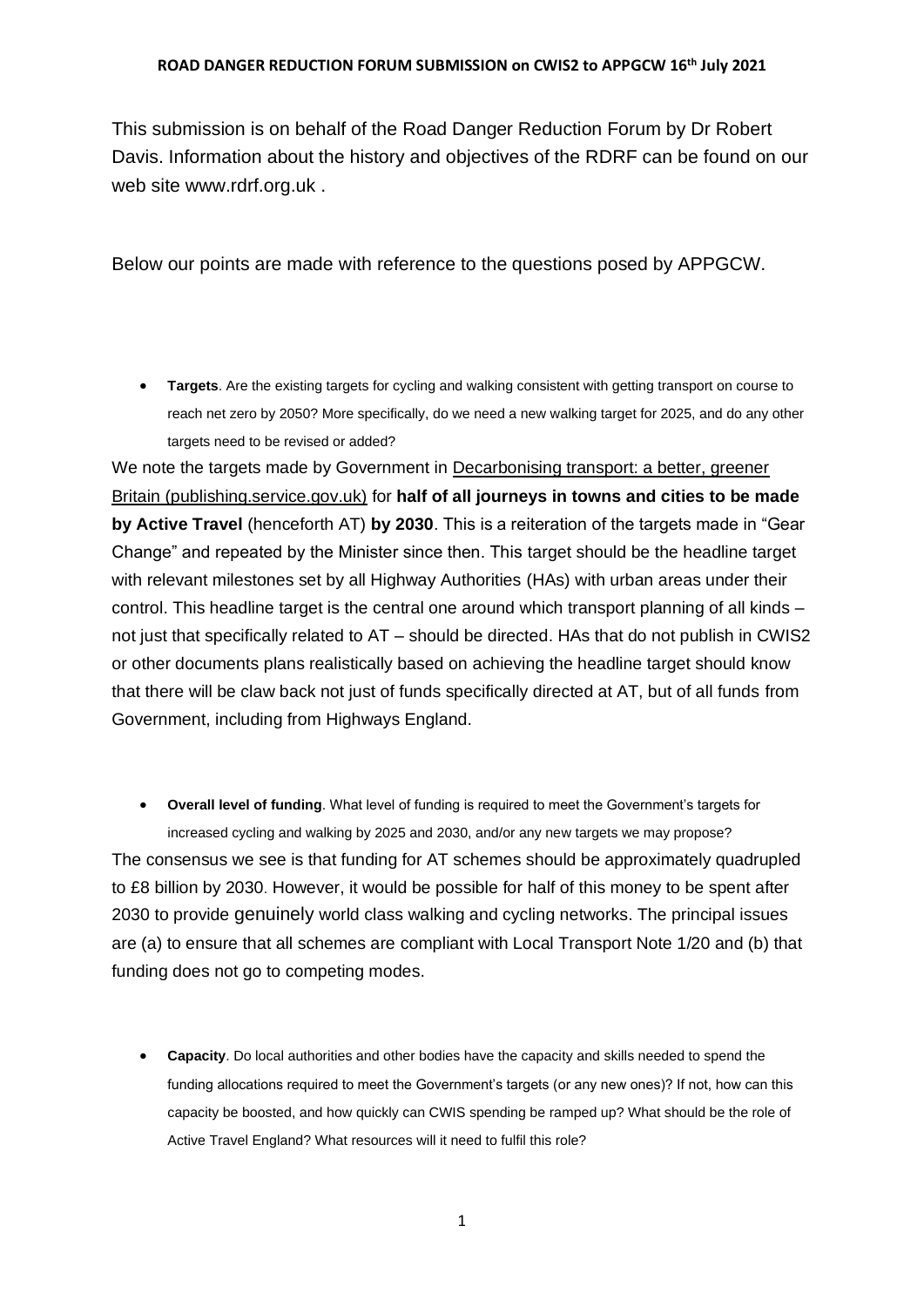# ROAD DANGER REDUCTION FORUM SUBMISSION on CWIS2 to APPGCW 16th July 2021

This submission is on behalf of the Road Danger Reduction Forum by Dr Robert Davis. Information about the history and objectives of the RDRF can be found on our web site www.rdrf.org.uk .

Below our points are made with reference to the questions posed by APPGCW.

- **Targets**. Are the existing targets for cycling and walking consistent with getting transport on course to reach net zero by 2050? More specifically, do we need a new walking target for 2025, and do any other targets need to be revised or added?

We note the targets made by Government in Decarbonising transport: a better, greener Britain (publishing.service.gov.uk) for **half of all journeys in towns and cities to be made by Active Travel** (henceforth AT) **by 2030**. This is a reiteration of the targets made in "Gear Change" and repeated by the Minister since then. This target should be the headline target with relevant milestones set by all Highway Authorities (HAs) with urban areas under their control. This headline target is the central one around which transport planning of all kinds – not just that specifically related to AT – should be directed. HAs that do not publish in CWIS2 or other documents plans realistically based on achieving the headline target should know that there will be claw back not just of funds specifically directed at AT, but of all funds from Government, including from Highways England.

- **Overall level of funding**. What level of funding is required to meet the Government's targets for increased cycling and walking by 2025 and 2030, and/or any new targets we may propose?

The consensus we see is that funding for AT schemes should be approximately quadrupled to £8 billion by 2030. However, it would be possible for half of this money to be spent after 2030 to provide genuinely world class walking and cycling networks. The principal issues are (a) to ensure that all schemes are compliant with Local Transport Note 1/20 and (b) that funding does not go to competing modes.

- **Capacity**. Do local authorities and other bodies have the capacity and skills needed to spend the funding allocations required to meet the Government's targets (or any new ones)? If not, how can this capacity be boosted, and how quickly can CWIS spending be ramped up? What should be the role of Active Travel England? What resources will it need to fulfil this role?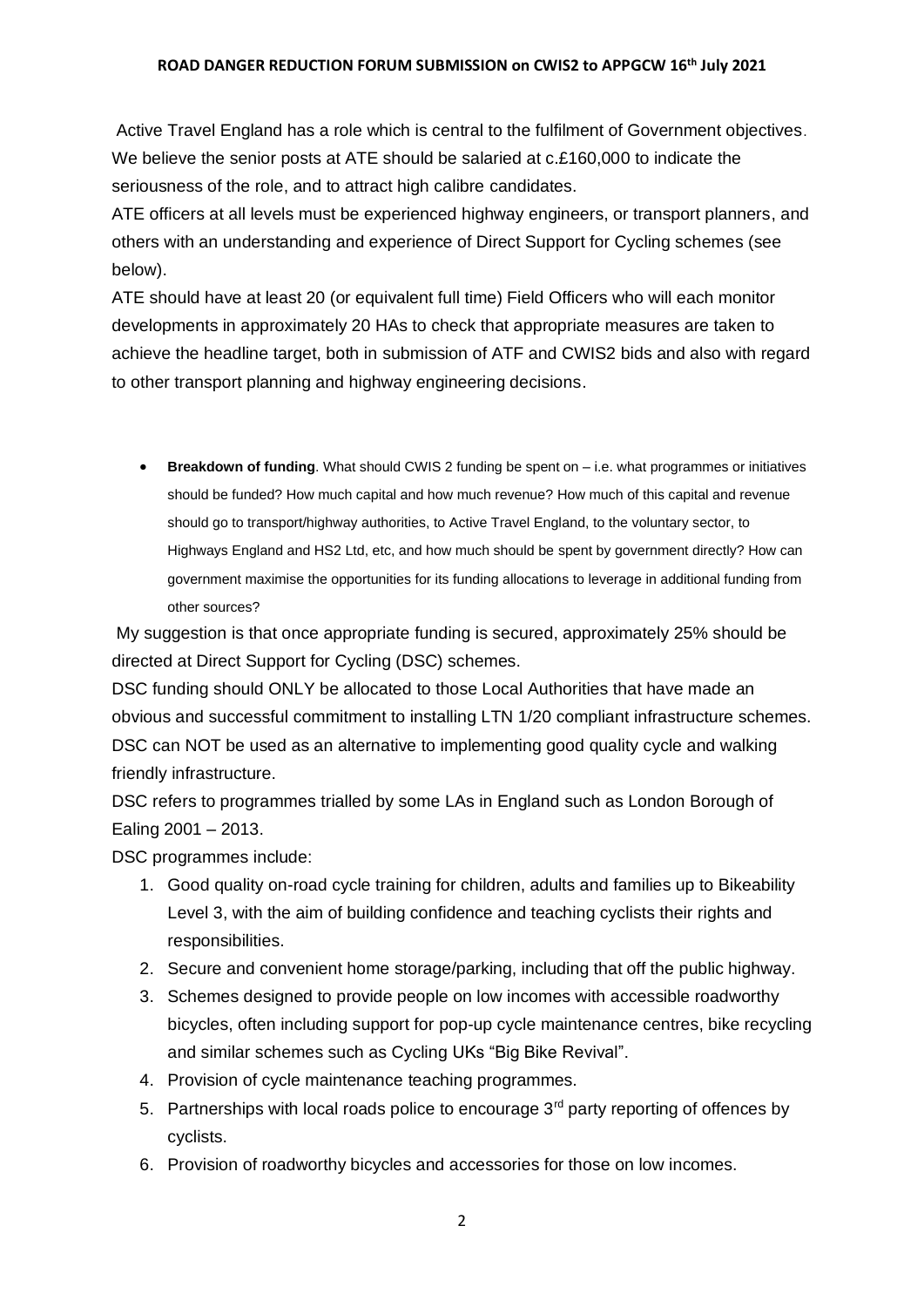Active Travel England has a role which is central to the fulfilment of Government objectives. We believe the senior posts at ATE should be salaried at c.£160,000 to indicate the seriousness of the role, and to attract high calibre candidates.

ATE officers at all levels must be experienced highway engineers, or transport planners, and others with an understanding and experience of Direct Support for Cycling schemes (see below).

ATE should have at least 20 (or equivalent full time) Field Officers who will each monitor developments in approximately 20 HAs to check that appropriate measures are taken to achieve the headline target, both in submission of ATF and CWIS2 bids and also with regard to other transport planning and highway engineering decisions.

- **Breakdown of funding**. What should CWIS 2 funding be spent on – i.e. what programmes or initiatives should be funded? How much capital and how much revenue? How much of this capital and revenue should go to transport/highway authorities, to Active Travel England, to the voluntary sector, to Highways England and HS2 Ltd, etc, and how much should be spent by government directly? How can government maximise the opportunities for its funding allocations to leverage in additional funding from other sources?

My suggestion is that once appropriate funding is secured, approximately 25% should be directed at Direct Support for Cycling (DSC) schemes.

DSC funding should ONLY be allocated to those Local Authorities that have made an obvious and successful commitment to installing LTN 1/20 compliant infrastructure schemes.

DSC can NOT be used as an alternative to implementing good quality cycle and walking friendly infrastructure.

DSC refers to programmes trialled by some LAs in England such as London Borough of Ealing 2001 – 2013.

DSC programmes include:

1. Good quality on-road cycle training for children, adults and families up to Bikeability Level 3, with the aim of building confidence and teaching cyclists their rights and responsibilities.
2. Secure and convenient home storage/parking, including that off the public highway.
3. Schemes designed to provide people on low incomes with accessible roadworthy bicycles, often including support for pop-up cycle maintenance centres, bike recycling and similar schemes such as Cycling UKs "Big Bike Revival".
4. Provision of cycle maintenance teaching programmes.
5. Partnerships with local roads police to encourage 3rd party reporting of offences by cyclists.
6. Provision of roadworthy bicycles and accessories for those on low incomes.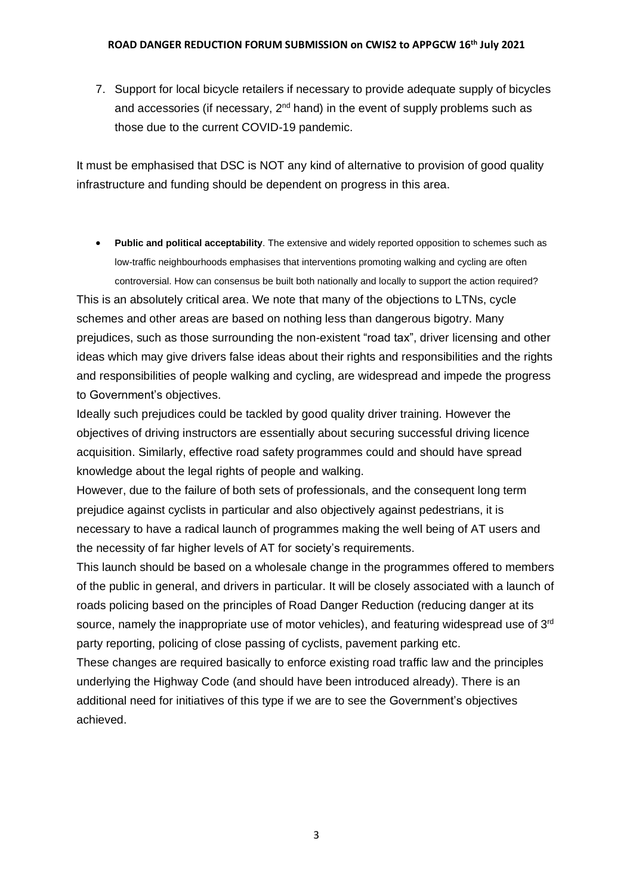7. Support for local bicycle retailers if necessary to provide adequate supply of bicycles and accessories (if necessary, 2nd hand) in the event of supply problems such as those due to the current COVID-19 pandemic.

It must be emphasised that DSC is NOT any kind of alternative to provision of good quality infrastructure and funding should be dependent on progress in this area.

- **Public and political acceptability**. The extensive and widely reported opposition to schemes such as low-traffic neighbourhoods emphasises that interventions promoting walking and cycling are often controversial. How can consensus be built both nationally and locally to support the action required?

This is an absolutely critical area. We note that many of the objections to LTNs, cycle schemes and other areas are based on nothing less than dangerous bigotry. Many prejudices, such as those surrounding the non-existent "road tax", driver licensing and other ideas which may give drivers false ideas about their rights and responsibilities and the rights and responsibilities of people walking and cycling, are widespread and impede the progress to Government's objectives.

Ideally such prejudices could be tackled by good quality driver training. However the objectives of driving instructors are essentially about securing successful driving licence acquisition. Similarly, effective road safety programmes could and should have spread knowledge about the legal rights of people and walking.

However, due to the failure of both sets of professionals, and the consequent long term prejudice against cyclists in particular and also objectively against pedestrians, it is necessary to have a radical launch of programmes making the well being of AT users and the necessity of far higher levels of AT for society's requirements.

This launch should be based on a wholesale change in the programmes offered to members of the public in general, and drivers in particular. It will be closely associated with a launch of roads policing based on the principles of Road Danger Reduction (reducing danger at its source, namely the inappropriate use of motor vehicles), and featuring widespread use of 3rd party reporting, policing of close passing of cyclists, pavement parking etc.

These changes are required basically to enforce existing road traffic law and the principles underlying the Highway Code (and should have been introduced already). There is an additional need for initiatives of this type if we are to see the Government's objectives achieved.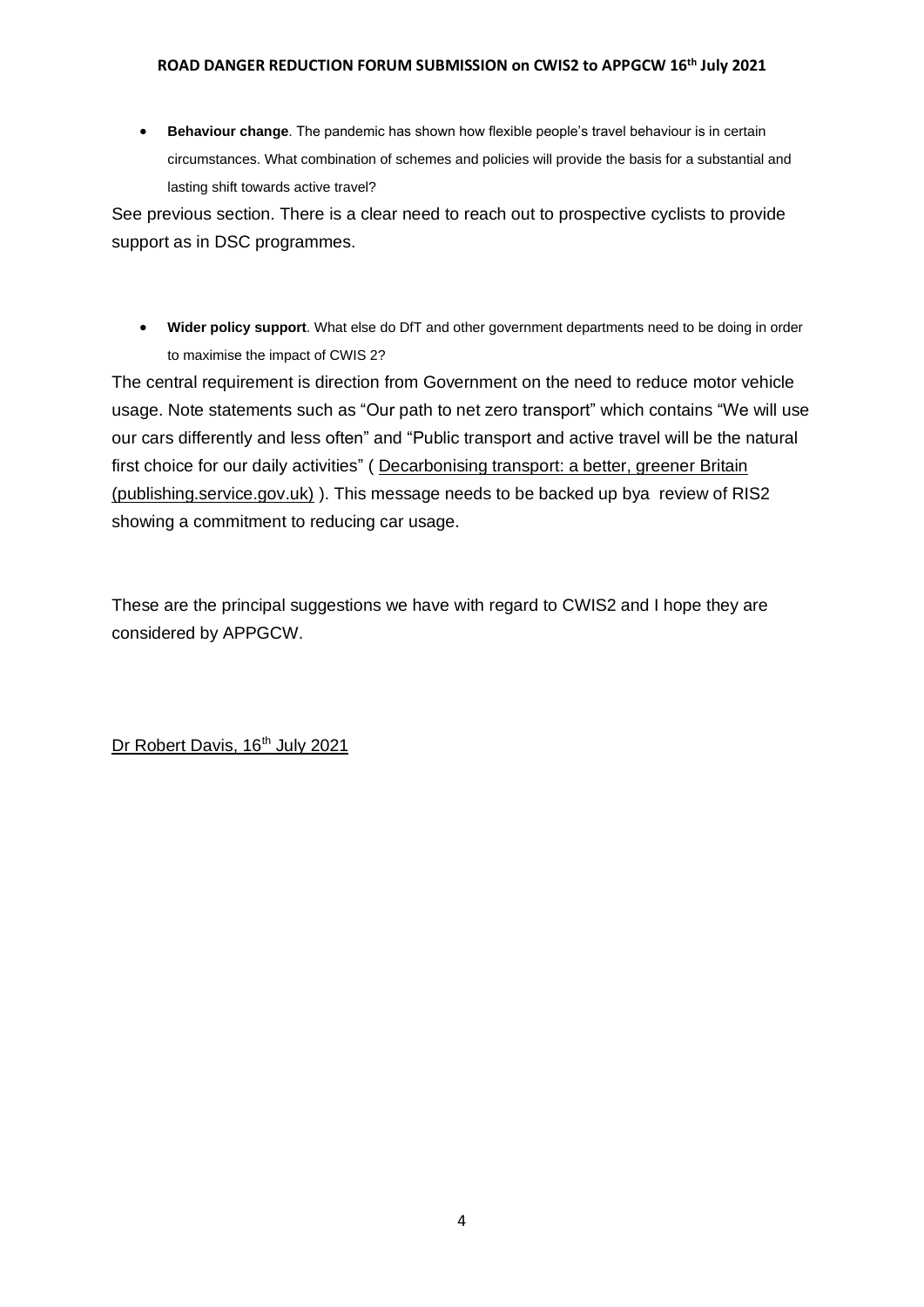- **Behaviour change**. The pandemic has shown how flexible people's travel behaviour is in certain circumstances. What combination of schemes and policies will provide the basis for a substantial and lasting shift towards active travel?

See previous section. There is a clear need to reach out to prospective cyclists to provide support as in DSC programmes.

- **Wider policy support**. What else do DfT and other government departments need to be doing in order to maximise the impact of CWIS 2?

The central requirement is direction from Government on the need to reduce motor vehicle usage. Note statements such as "Our path to net zero transport" which contains "We will use our cars differently and less often" and "Public transport and active travel will be the natural first choice for our daily activities" ( Decarbonising transport: a better, greener Britain (publishing.service.gov.uk) ). This message needs to be backed up bya review of RIS2 showing a commitment to reducing car usage.

These are the principal suggestions we have with regard to CWIS2 and I hope they are considered by APPGCW.

Dr Robert Davis, 16th July 2021